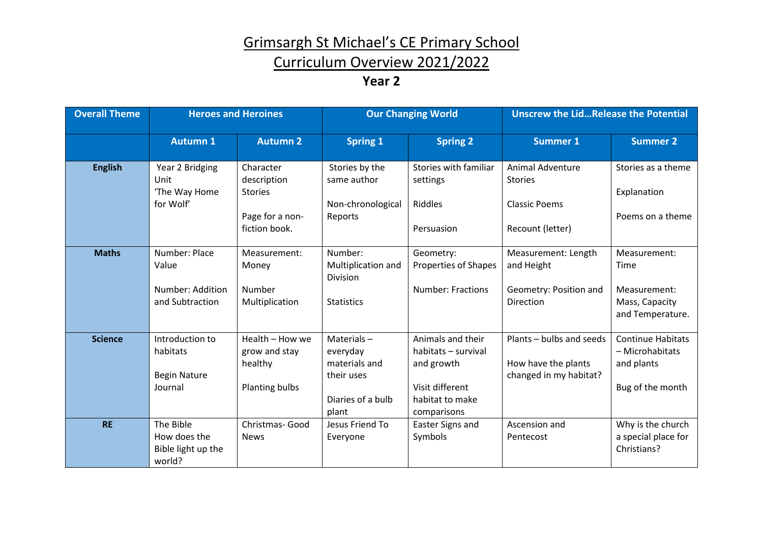# Grimsargh St Michael's CE Primary School

# Curriculum Overview 2021/2022

## Year 2

| Overall Theme | Heroes and Heroines | | Our Changing World | | Unscrew the Lid…Release the Potential | |
|---|---|---|---|---|---|---|
| | **Autumn 1** | **Autumn 2** | **Spring 1** | **Spring 2** | **Summer 1** | **Summer 2** |
| **English** | Year 2 Bridging Unit 'The Way Home for Wolf' | Character description Stories<br><br>Page for a non-fiction book. | Stories by the same author<br><br>Non-chronological Reports | Stories with familiar settings<br><br>Riddles<br><br>Persuasion | Animal Adventure Stories<br><br>Classic Poems<br><br>Recount (letter) | Stories as a theme<br><br>Explanation<br><br>Poems on a theme |
| **Maths** | Number: Place Value<br><br>Number: Addition and Subtraction | Measurement: Money<br><br>Number Multiplication | Number: Multiplication and Division<br><br>Statistics | Geometry: Properties of Shapes<br><br>Number: Fractions | Measurement: Length and Height<br><br>Geometry: Position and Direction | Measurement: Time<br><br>Measurement: Mass, Capacity and Temperature. |
| **Science** | Introduction to habitats<br><br>Begin Nature Journal | Health – How we grow and stay healthy<br><br>Planting bulbs | Materials – everyday materials and their uses<br><br>Diaries of a bulb plant | Animals and their habitats – survival and growth<br><br>Visit different habitat to make comparisons | Plants – bulbs and seeds<br><br>How have the plants changed in my habitat? | Continue Habitats – Microhabitats and plants<br><br>Bug of the month |
| **RE** | The Bible How does the Bible light up the world? | Christmas- Good News | Jesus Friend To Everyone | Easter Signs and Symbols | Ascension and Pentecost | Why is the church a special place for Christians? |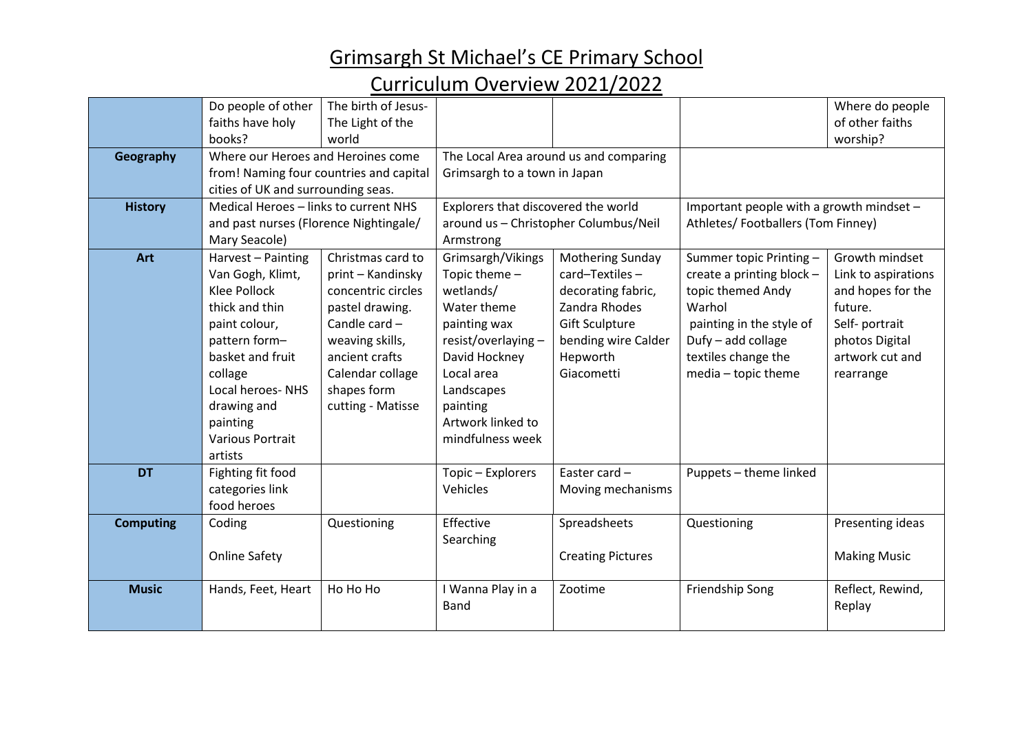# Grimsargh St Michael's CE Primary School

## Curriculum Overview 2021/2022

| | | | | | | |
|---|---|---|---|---|---|---|
| | Do people of other faiths have holy books? | The birth of Jesus-The Light of the world | | | | Where do people of other faiths worship? |
| **Geography** | Where our Heroes and Heroines come from! Naming four countries and capital cities of UK and surrounding seas. | | The Local Area around us and comparing Grimsargh to a town in Japan | | | |
| **History** | Medical Heroes – links to current NHS and past nurses (Florence Nightingale/ Mary Seacole) | | Explorers that discovered the world around us – Christopher Columbus/Neil Armstrong | | Important people with a growth mindset – Athletes/ Footballers (Tom Finney) | |
| **Art** | Harvest – Painting Van Gogh, Klimt, Klee Pollock thick and thin paint colour, pattern form– basket and fruit collage Local heroes- NHS drawing and painting Various Portrait artists | Christmas card to print – Kandinsky concentric circles pastel drawing. Candle card – weaving skills, ancient crafts Calendar collage shapes form cutting - Matisse | Grimsargh/Vikings Topic theme – wetlands/ Water theme painting wax resist/overlaying – David Hockney Local area Landscapes painting Artwork linked to mindfulness week | Mothering Sunday card–Textiles – decorating fabric, Zandra Rhodes Gift Sculpture bending wire Calder Hepworth Giacometti | Summer topic Printing – create a printing block – topic themed Andy Warhol painting in the style of Dufy – add collage textiles change the media – topic theme | Growth mindset Link to aspirations and hopes for the future. Self- portrait photos Digital artwork cut and rearrange |
| **DT** | Fighting fit food categories link food heroes | | Topic – Explorers Vehicles | Easter card – Moving mechanisms | Puppets – theme linked | |
| **Computing** | Coding<br><br>Online Safety | Questioning | Effective Searching | Spreadsheets<br><br>Creating Pictures | Questioning | Presenting ideas<br><br>Making Music |
| **Music** | Hands, Feet, Heart | Ho Ho Ho | I Wanna Play in a Band | Zootime | Friendship Song | Reflect, Rewind, Replay |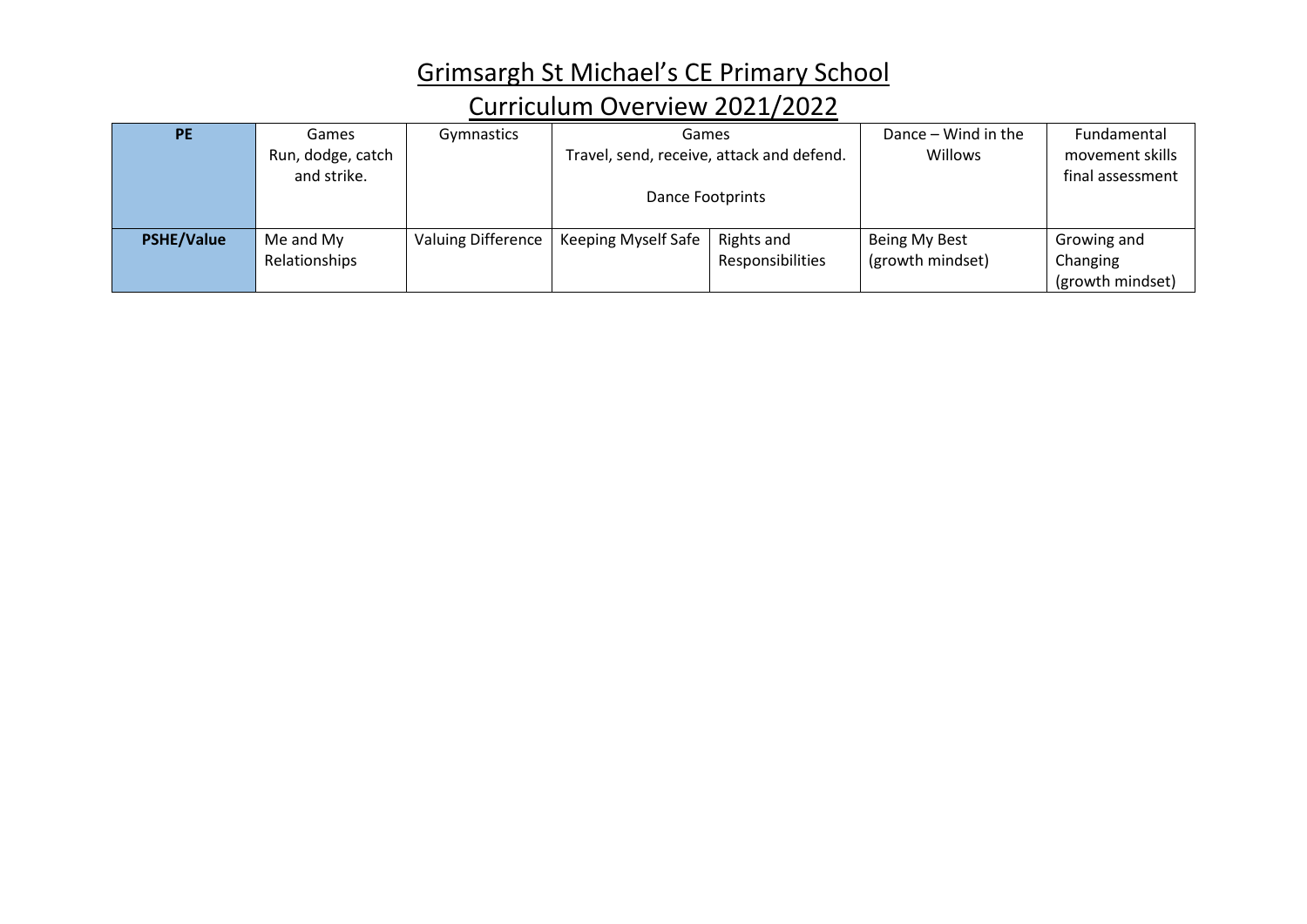# Grimsargh St Michael's CE Primary School

## Curriculum Overview 2021/2022

| | | | | | | |
|---|---|---|---|---|---|---|
| **PE** | Games<br>Run, dodge, catch and strike. | Gymnastics | Games<br>Travel, send, receive, attack and defend.<br><br>Dance Footprints | | Dance – Wind in the Willows | Fundamental movement skills final assessment |
| **PSHE/Value** | Me and My Relationships | Valuing Difference | Keeping Myself Safe | Rights and Responsibilities | Being My Best (growth mindset) | Growing and Changing (growth mindset) |